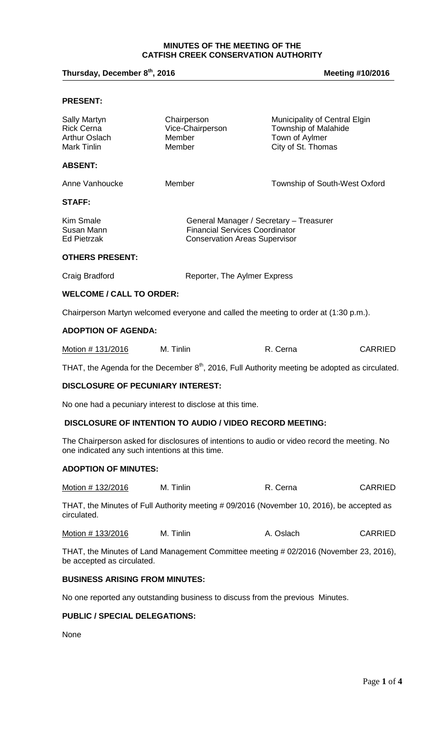# MINUTES OF THE MEETING OF THE CATFISH CREEK CONSERVATION AUTHORITY

**Thursday, December 8th, 2016** **Meeting #10/2016**

## PRESENT:

| | | |
|---|---|---|
| Sally Martyn | Chairperson | Municipality of Central Elgin |
| Rick Cerna | Vice-Chairperson | Township of Malahide |
| Arthur Oslach | Member | Town of Aylmer |
| Mark Tinlin | Member | City of St. Thomas |

## ABSENT:

| | | |
|---|---|---|
| Anne Vanhoucke | Member | Township of South-West Oxford |

## STAFF:

| | |
|---|---|
| Kim Smale | General Manager / Secretary – Treasurer |
| Susan Mann | Financial Services Coordinator |
| Ed Pietrzak | Conservation Areas Supervisor |

## OTHERS PRESENT:

| | |
|---|---|
| Craig Bradford | Reporter, The Aylmer Express |

## WELCOME / CALL TO ORDER:

Chairperson Martyn welcomed everyone and called the meeting to order at (1:30 p.m.).

## ADOPTION OF AGENDA:

| | | | |
|---|---|---|---|
| Motion # 131/2016 | M. Tinlin | R. Cerna | CARRIED |

THAT, the Agenda for the December 8th, 2016, Full Authority meeting be adopted as circulated.

## DISCLOSURE OF PECUNIARY INTEREST:

No one had a pecuniary interest to disclose at this time.

## DISCLOSURE OF INTENTION TO AUDIO / VIDEO RECORD MEETING:

The Chairperson asked for disclosures of intentions to audio or video record the meeting. No one indicated any such intentions at this time.

## ADOPTION OF MINUTES:

| | | | |
|---|---|---|---|
| Motion # 132/2016 | M. Tinlin | R. Cerna | CARRIED |

THAT, the Minutes of Full Authority meeting # 09/2016 (November 10, 2016), be accepted as circulated.

| | | | |
|---|---|---|---|
| Motion # 133/2016 | M. Tinlin | A. Oslach | CARRIED |

THAT, the Minutes of Land Management Committee meeting # 02/2016 (November 23, 2016), be accepted as circulated.

## BUSINESS ARISING FROM MINUTES:

No one reported any outstanding business to discuss from the previous Minutes.

## PUBLIC / SPECIAL DELEGATIONS:

None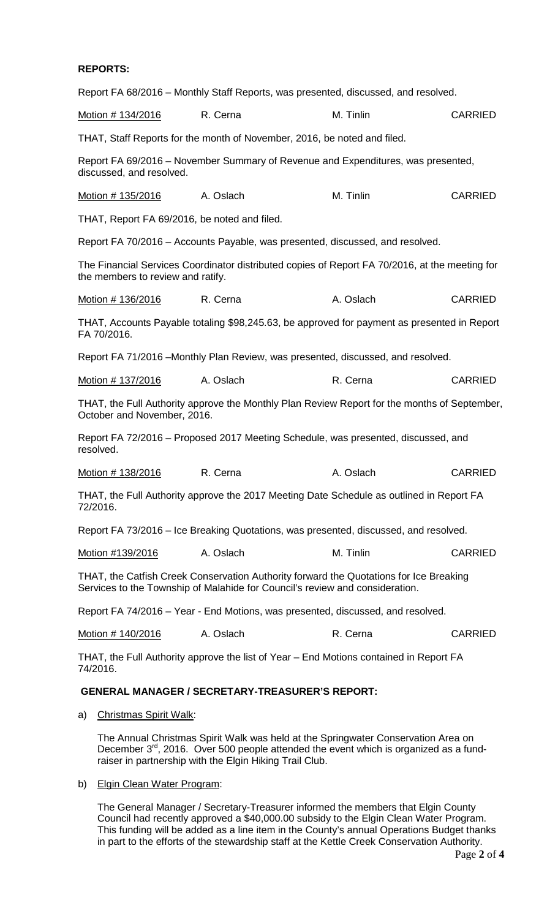**REPORTS:**

Report FA 68/2016 – Monthly Staff Reports, was presented, discussed, and resolved.

| Motion # 134/2016 | R. Cerna | M. Tinlin | CARRIED |
|---|---|---|---|

THAT, Staff Reports for the month of November, 2016, be noted and filed.

Report FA 69/2016 – November Summary of Revenue and Expenditures, was presented, discussed, and resolved.

| Motion # 135/2016 | A. Oslach | M. Tinlin | CARRIED |
|---|---|---|---|

THAT, Report FA 69/2016, be noted and filed.

Report FA 70/2016 – Accounts Payable, was presented, discussed, and resolved.

The Financial Services Coordinator distributed copies of Report FA 70/2016, at the meeting for the members to review and ratify.

| Motion # 136/2016 | R. Cerna | A. Oslach | CARRIED |
|---|---|---|---|

THAT, Accounts Payable totaling $98,245.63, be approved for payment as presented in Report FA 70/2016.

Report FA 71/2016 –Monthly Plan Review, was presented, discussed, and resolved.

| Motion # 137/2016 | A. Oslach | R. Cerna | CARRIED |
|---|---|---|---|

THAT, the Full Authority approve the Monthly Plan Review Report for the months of September, October and November, 2016.

Report FA 72/2016 – Proposed 2017 Meeting Schedule, was presented, discussed, and resolved.

| Motion # 138/2016 | R. Cerna | A. Oslach | CARRIED |
|---|---|---|---|

THAT, the Full Authority approve the 2017 Meeting Date Schedule as outlined in Report FA 72/2016.

Report FA 73/2016 – Ice Breaking Quotations, was presented, discussed, and resolved.

| Motion #139/2016 | A. Oslach | M. Tinlin | CARRIED |
|---|---|---|---|

THAT, the Catfish Creek Conservation Authority forward the Quotations for Ice Breaking Services to the Township of Malahide for Council's review and consideration.

Report FA 74/2016 – Year - End Motions, was presented, discussed, and resolved.

| Motion # 140/2016 | A. Oslach | R. Cerna | CARRIED |
|---|---|---|---|

THAT, the Full Authority approve the list of Year – End Motions contained in Report FA 74/2016.

**GENERAL MANAGER / SECRETARY-TREASURER'S REPORT:**

a) Christmas Spirit Walk:

The Annual Christmas Spirit Walk was held at the Springwater Conservation Area on December 3rd, 2016. Over 500 people attended the event which is organized as a fund-raiser in partnership with the Elgin Hiking Trail Club.

b) Elgin Clean Water Program:

The General Manager / Secretary-Treasurer informed the members that Elgin County Council had recently approved a $40,000.00 subsidy to the Elgin Clean Water Program. This funding will be added as a line item in the County's annual Operations Budget thanks in part to the efforts of the stewardship staff at the Kettle Creek Conservation Authority.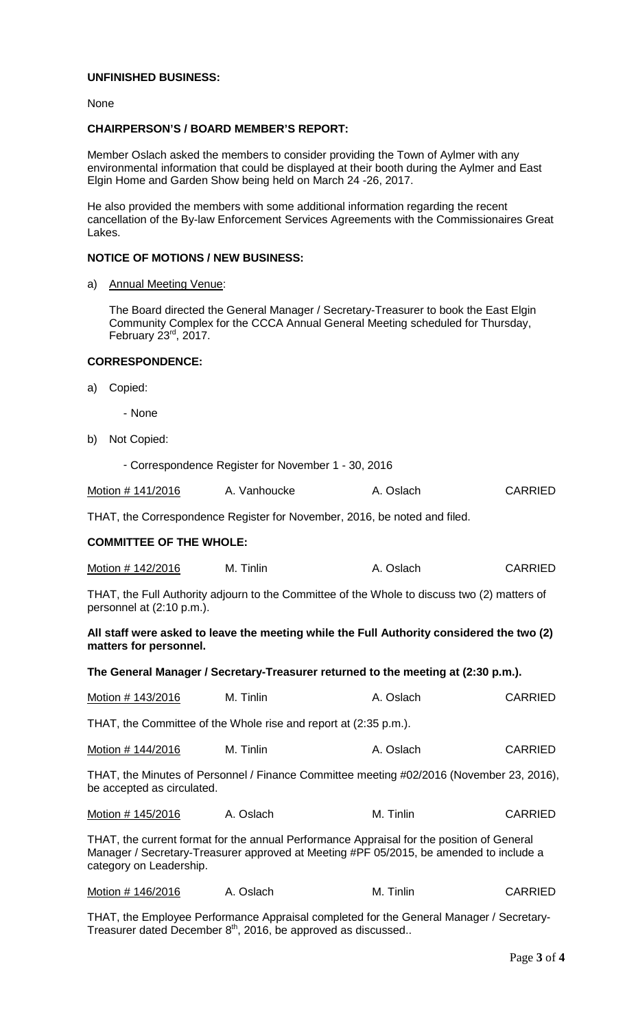**UNFINISHED BUSINESS:**

None

**CHAIRPERSON'S / BOARD MEMBER'S REPORT:**

Member Oslach asked the members to consider providing the Town of Aylmer with any environmental information that could be displayed at their booth during the Aylmer and East Elgin Home and Garden Show being held on March 24 -26, 2017.

He also provided the members with some additional information regarding the recent cancellation of the By-law Enforcement Services Agreements with the Commissionaires Great Lakes.

**NOTICE OF MOTIONS / NEW BUSINESS:**

a) Annual Meeting Venue:

The Board directed the General Manager / Secretary-Treasurer to book the East Elgin Community Complex for the CCCA Annual General Meeting scheduled for Thursday, February 23rd, 2017.

**CORRESPONDENCE:**

a) Copied:

- None

b) Not Copied:

- Correspondence Register for November 1 - 30, 2016

Motion # 141/2016 A. Vanhoucke A. Oslach CARRIED

THAT, the Correspondence Register for November, 2016, be noted and filed.

**COMMITTEE OF THE WHOLE:**

Motion # 142/2016 M. Tinlin A. Oslach CARRIED

THAT, the Full Authority adjourn to the Committee of the Whole to discuss two (2) matters of personnel at (2:10 p.m.).

**All staff were asked to leave the meeting while the Full Authority considered the two (2) matters for personnel.**

**The General Manager / Secretary-Treasurer returned to the meeting at (2:30 p.m.).**

Motion # 143/2016 M. Tinlin A. Oslach CARRIED

THAT, the Committee of the Whole rise and report at (2:35 p.m.).

Motion # 144/2016 M. Tinlin A. Oslach CARRIED

THAT, the Minutes of Personnel / Finance Committee meeting #02/2016 (November 23, 2016), be accepted as circulated.

Motion # 145/2016 A. Oslach M. Tinlin CARRIED

THAT, the current format for the annual Performance Appraisal for the position of General Manager / Secretary-Treasurer approved at Meeting #PF 05/2015, be amended to include a category on Leadership.

Motion # 146/2016 A. Oslach M. Tinlin CARRIED

THAT, the Employee Performance Appraisal completed for the General Manager / Secretary-Treasurer dated December 8th, 2016, be approved as discussed..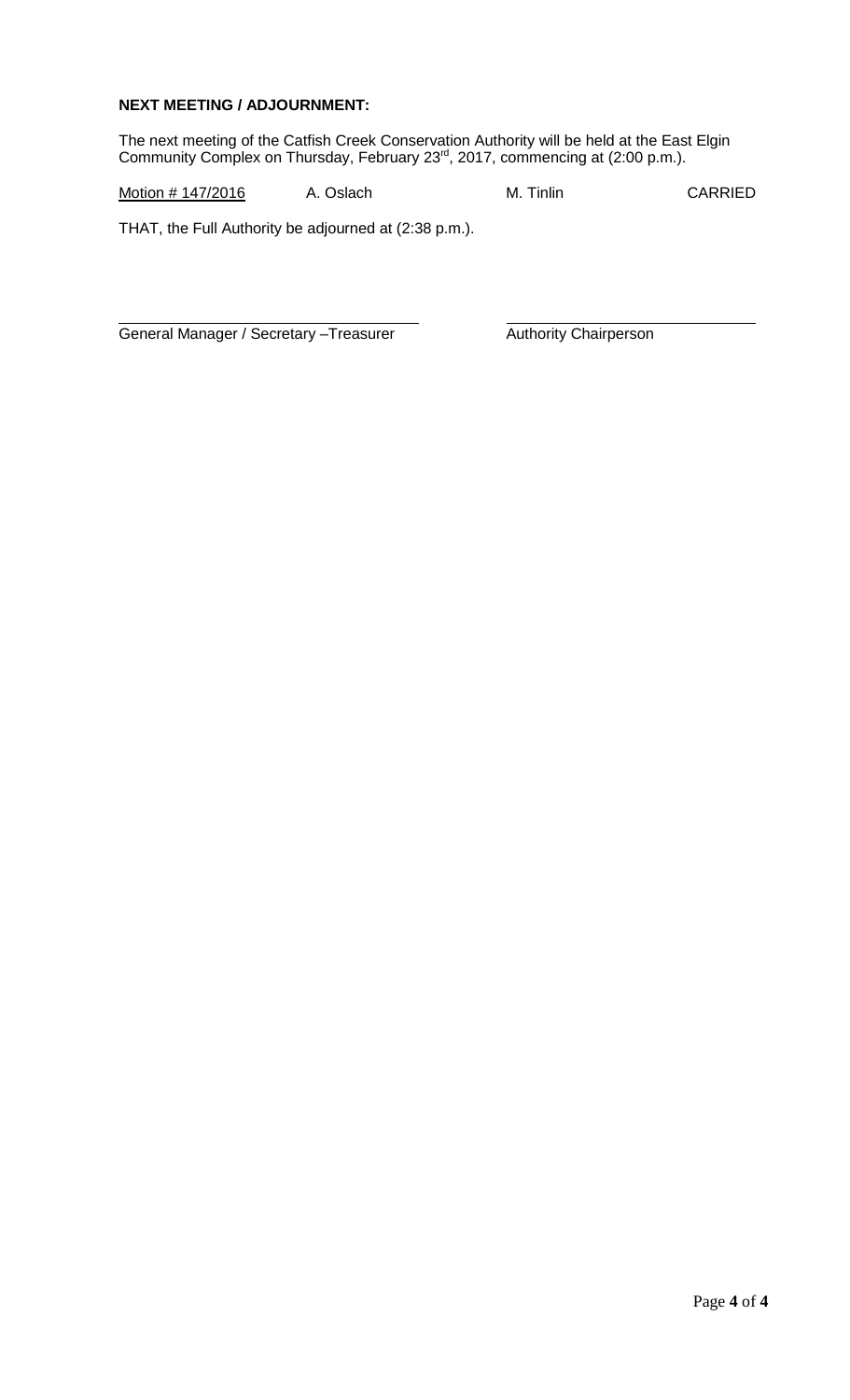**NEXT MEETING / ADJOURNMENT:**

The next meeting of the Catfish Creek Conservation Authority will be held at the East Elgin Community Complex on Thursday, February 23rd, 2017, commencing at (2:00 p.m.).

| | | | |
|---|---|---|---|
| Motion # 147/2016 | A. Oslach | M. Tinlin | CARRIED |

THAT, the Full Authority be adjourned at (2:38 p.m.).

General Manager / Secretary –Treasurer

Authority Chairperson